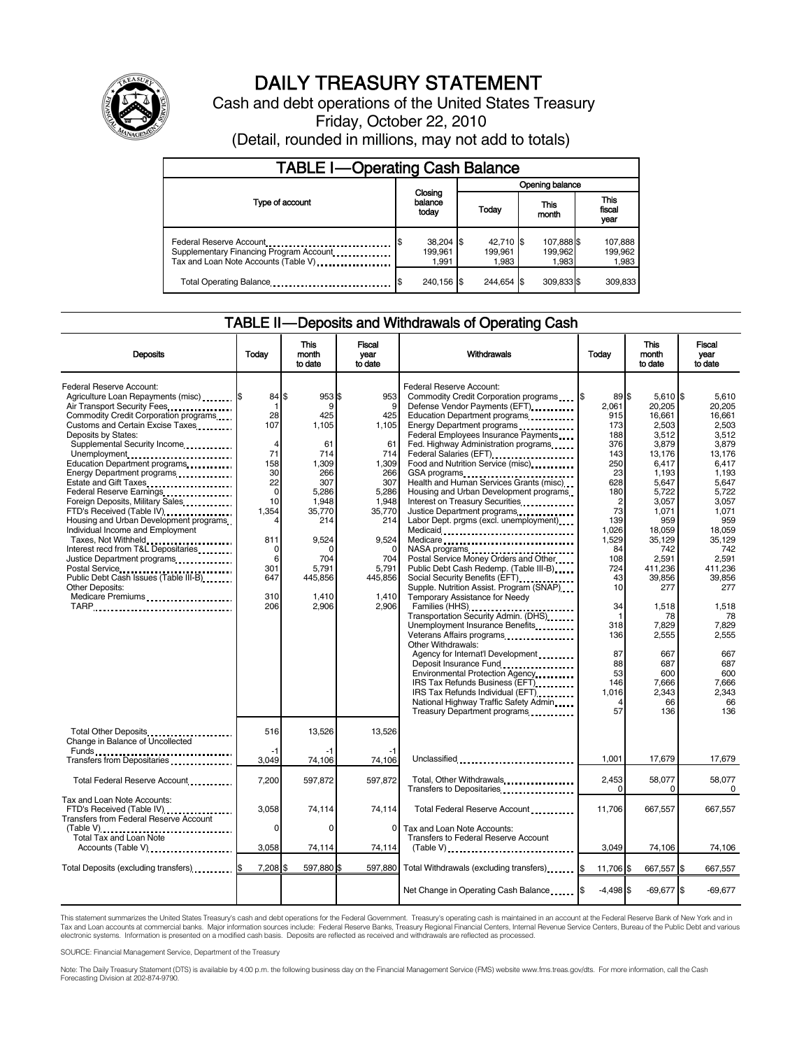# DAILY TREASURY STATEMENT

Cash and debt operations of the United States Treasury

Friday, October 22, 2010

(Detail, rounded in millions, may not add to totals)

## TABLE I—Operating Cash Balance

| Type of account | Closing balance today | Opening balance Today | Opening balance This month | Opening balance This fiscal year |
|---|---|---|---|---|
| Federal Reserve Account | $ 38,204 | $ 42,710 | $ 107,888 | $ 107,888 |
| Supplementary Financing Program Account | 199,961 | 199,961 | 199,962 | 199,962 |
| Tax and Loan Note Accounts (Table V) | 1,991 | 1,983 | 1,983 | 1,983 |
| Total Operating Balance | $ 240,156 | $ 244,654 | $ 309,833 | $ 309,833 |

## TABLE II—Deposits and Withdrawals of Operating Cash

| Deposits | Today | This month to date | Fiscal year to date |
|---|---|---|---|
| Federal Reserve Account: | | | |
| Agriculture Loan Repayments (misc) | $ 84 | $ 953 | $ 953 |
| Air Transport Security Fees | 1 | 9 | 9 |
| Commodity Credit Corporation programs | 28 | 425 | 425 |
| Customs and Certain Excise Taxes | 107 | 1,105 | 1,105 |
| Deposits by States: | | | |
| Supplemental Security Income | 4 | 61 | 61 |
| Unemployment | 71 | 714 | 714 |
| Education Department programs | 158 | 1,309 | 1,309 |
| Energy Department programs | 30 | 266 | 266 |
| Estate and Gift Taxes | 22 | 307 | 307 |
| Federal Reserve Earnings | 0 | 5,286 | 5,286 |
| Foreign Deposits, Military Sales | 10 | 1,948 | 1,948 |
| FTD's Received (Table IV) | 1,354 | 35,770 | 35,770 |
| Housing and Urban Development programs | 4 | 214 | 214 |
| Individual Income and Employment Taxes, Not Withheld | 811 | 9,524 | 9,524 |
| Interest recd from T&L Depositaries | 0 | 0 | 0 |
| Justice Department programs | 6 | 704 | 704 |
| Postal Service | 301 | 5,791 | 5,791 |
| Public Debt Cash Issues (Table III-B) | 647 | 445,856 | 445,856 |
| Other Deposits: | | | |
| Medicare Premiums | 310 | 1,410 | 1,410 |
| TARP | 206 | 2,906 | 2,906 |
| Total Other Deposits | 516 | 13,526 | 13,526 |
| Change in Balance of Uncollected Funds | -1 | -1 | -1 |
| Transfers from Depositaries | 3,049 | 74,106 | 74,106 |
| Total Federal Reserve Account | 7,200 | 597,872 | 597,872 |
| Tax and Loan Note Accounts: | | | |
| FTD's Received (Table IV) | 3,058 | 74,114 | 74,114 |
| Transfers from Federal Reserve Account (Table V) | 0 | 0 | 0 |
| Total Tax and Loan Note Accounts (Table V) | 3,058 | 74,114 | 74,114 |
| Total Deposits (excluding transfers) | $ 7,208 | $ 597,880 | $ 597,880 |

| Withdrawals | Today | This month to date | Fiscal year to date |
|---|---|---|---|
| Federal Reserve Account: | | | |
| Commodity Credit Corporation programs | $ 89 | $ 5,610 | $ 5,610 |
| Defense Vendor Payments (EFT) | 2,061 | 20,205 | 20,205 |
| Education Department programs | 915 | 16,661 | 16,661 |
| Energy Department programs | 173 | 2,503 | 2,503 |
| Federal Employees Insurance Payments | 188 | 3,512 | 3,512 |
| Fed. Highway Administration programs | 376 | 3,879 | 3,879 |
| Federal Salaries (EFT) | 143 | 13,176 | 13,176 |
| Food and Nutrition Service (misc) | 250 | 6,417 | 6,417 |
| GSA programs | 23 | 1,193 | 1,193 |
| Health and Human Services Grants (misc) | 628 | 5,647 | 5,647 |
| Housing and Urban Development programs | 180 | 5,722 | 5,722 |
| Interest on Treasury Securities | 2 | 3,057 | 3,057 |
| Justice Department programs | 73 | 1,071 | 1,071 |
| Labor Dept. prgms (excl. unemployment) | 139 | 959 | 959 |
| Medicaid | 1,026 | 18,059 | 18,059 |
| Medicare | 1,529 | 35,129 | 35,129 |
| NASA programs | 84 | 742 | 742 |
| Postal Service Money Orders and Other | 108 | 2,591 | 2,591 |
| Public Debt Cash Redemp. (Table III-B) | 724 | 411,236 | 411,236 |
| Social Security Benefits (EFT) | 43 | 39,856 | 39,856 |
| Supple. Nutrition Assist. Program (SNAP) | 10 | 277 | 277 |
| Temporary Assistance for Needy Families (HHS) | 34 | 1,518 | 1,518 |
| Transportation Security Admin. (DHS) | 1 | 78 | 78 |
| Unemployment Insurance Benefits | 318 | 7,829 | 7,829 |
| Veterans Affairs programs | 136 | 2,555 | 2,555 |
| Other Withdrawals: | | | |
| Agency for Internat'l Development | 87 | 667 | 667 |
| Deposit Insurance Fund | 88 | 687 | 687 |
| Environmental Protection Agency | 53 | 600 | 600 |
| IRS Tax Refunds Business (EFT) | 146 | 7,666 | 7,666 |
| IRS Tax Refunds Individual (EFT) | 1,016 | 2,343 | 2,343 |
| National Highway Traffic Safety Admin | 4 | 66 | 66 |
| Treasury Department programs | 57 | 136 | 136 |
| Unclassified | 1,001 | 17,679 | 17,679 |
| Total, Other Withdrawals | 2,453 | 58,077 | 58,077 |
| Transfers to Depositaries | 0 | 0 | 0 |
| Total Federal Reserve Account | 11,706 | 667,557 | 667,557 |
| Tax and Loan Note Accounts: | | | |
| Transfers to Federal Reserve Account (Table V) | 3,049 | 74,106 | 74,106 |
| Total Withdrawals (excluding transfers) | $ 11,706 | $ 667,557 | $ 667,557 |
| Net Change in Operating Cash Balance | $ -4,498 | $ -69,677 | $ -69,677 |

This statement summarizes the United States Treasury's cash and debt operations for the Federal Government. Treasury's operating cash is maintained in an account at the Federal Reserve Bank of New York and in Tax and Loan accounts at commercial banks. Major information sources include: Federal Reserve Banks, Treasury Regional Financial Centers, Internal Revenue Service Centers, Bureau of the Public Debt and various electronic systems. Information is presented on a modified cash basis. Deposits are reflected as received and withdrawals are reflected as processed.

SOURCE: Financial Management Service, Department of the Treasury

Note: The Daily Treasury Statement (DTS) is available by 4:00 p.m. the following business day on the Financial Management Service (FMS) website www.fms.treas.gov/dts. For more information, call the Cash Forecasting Division at 202-874-9790.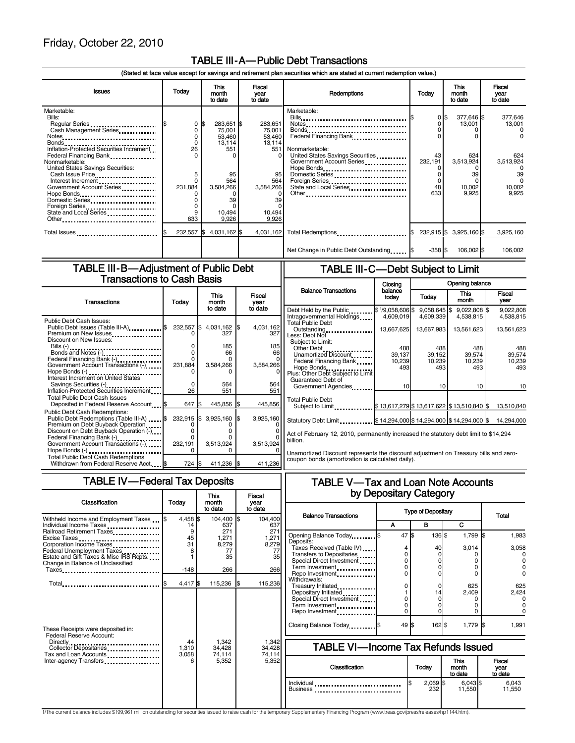Friday, October 22, 2010

## TABLE III-A—Public Debt Transactions

(Stated at face value except for savings and retirement plan securities which are stated at current redemption value.)

| Issues | Today | This month to date | Fiscal year to date |
|---|---|---|---|
| Marketable: | | | |
| Bills: | | | |
| Regular Series | $ 0 | $ 283,651 | $ 283,651 |
| Cash Management Series | 0 | 75,001 | 75,001 |
| Notes | 0 | 53,460 | 53,460 |
| Bonds | 0 | 13,114 | 13,114 |
| Inflation-Protected Securities Increment | 26 | 551 | 551 |
| Federal Financing Bank | 0 | 0 | 0 |
| Nonmarketable: | | | |
| United States Savings Securities: | | | |
| Cash Issue Price | 5 | 95 | 95 |
| Interest Increment | 0 | 564 | 564 |
| Government Account Series | 231,884 | 3,584,266 | 3,584,266 |
| Hope Bonds | 0 | 0 | 0 |
| Domestic Series | 0 | 39 | 39 |
| Foreign Series | 0 | 0 | 0 |
| State and Local Series | 9 | 10,494 | 10,494 |
| Other | 633 | 9,926 | 9,926 |
| Total Issues | $ 232,557 | $ 4,031,162 | $ 4,031,162 |

| Redemptions | Today | This month to date | Fiscal year to date |
|---|---|---|---|
| Marketable: | | | |
| Bills | $ 0 | $ 377,646 | $ 377,646 |
| Notes | 0 | 13,001 | 13,001 |
| Bonds | 0 | 0 | 0 |
| Federal Financing Bank | 0 | 0 | 0 |
| Nonmarketable: | | | |
| United States Savings Securities | 43 | 624 | 624 |
| Government Account Series | 232,191 | 3,513,924 | 3,513,924 |
| Hope Bonds | 0 | 0 | 0 |
| Domestic Series | 0 | 39 | 39 |
| Foreign Series | 0 | 0 | 0 |
| State and Local Series | 48 | 10,002 | 10,002 |
| Other | 633 | 9,925 | 9,925 |
| Total Redemptions | $ 232,915 | $ 3,925,160 | $ 3,925,160 |
| Net Change in Public Debt Outstanding | $ -358 | $ 106,002 | $ 106,002 |

## TABLE III-B—Adjustment of Public Debt Transactions to Cash Basis

| Transactions | Today | This month to date | Fiscal year to date |
|---|---|---|---|
| Public Debt Cash Issues: | | | |
| Public Debt Issues (Table III-A) | $ 232,557 | $ 4,031,162 | $ 4,031,162 |
| Premium on New Issues | 0 | 327 | 327 |
| Discount on New Issues: | | | |
| Bills (-) | 0 | 185 | 185 |
| Bonds and Notes (-) | 0 | 66 | 66 |
| Federal Financing Bank (-) | 0 | 0 | 0 |
| Government Account Transactions (-) | 231,884 | 3,584,266 | 3,584,266 |
| Hope Bonds (-) | 0 | 0 | 0 |
| Interest Increment on United States Savings Securities (-) | 0 | 564 | 564 |
| Inflation-Protected Securities Increment | 26 | 551 | 551 |
| Total Public Debt Cash Issues Deposited in Federal Reserve Account | $ 647 | $ 445,856 | $ 445,856 |
| Public Debt Cash Redemptions: | | | |
| Public Debt Redemptions (Table III-A) | $ 232,915 | $ 3,925,160 | $ 3,925,160 |
| Premium on Debt Buyback Operation | 0 | 0 | 0 |
| Discount on Debt Buyback Operation (-) | 0 | 0 | 0 |
| Federal Financing Bank (-) | 0 | 0 | 0 |
| Government Account Transactions (-) | 232,191 | 3,513,924 | 3,513,924 |
| Hope Bonds (-) | 0 | 0 | 0 |
| Total Public Debt Cash Redemptions Withdrawn from Federal Reserve Acct. | $ 724 | $ 411,236 | $ 411,236 |

## TABLE III-C—Debt Subject to Limit

| Balance Transactions | Closing balance today | Opening balance | | |
|---|---|---|---|---|
| | | Today | This month | Fiscal year |
| Debt Held by the Public | $ [1]9,058,606 | $ 9,058,645 | $ 9,022,808 | $ 9,022,808 |
| Intragovernmental Holdings | 4,609,019 | 4,609,339 | 4,538,815 | 4,538,815 |
| Total Public Debt Outstanding | 13,667,625 | 13,667,983 | 13,561,623 | 13,561,623 |
| Less: Debt Not Subject to Limit: | | | | |
| Other Debt | 488 | 488 | 488 | 488 |
| Unamortized Discount | 39,137 | 39,152 | 39,574 | 39,574 |
| Federal Financing Bank | 10,239 | 10,239 | 10,239 | 10,239 |
| Hope Bonds | 493 | 493 | 493 | 493 |
| Plus: Other Debt Subject to Limit | | | | |
| Guaranteed Debt of Government Agencies | 10 | 10 | 10 | 10 |
| Total Public Debt Subject to Limit | $ 13,617,279 | $ 13,617,622 | $ 13,510,840 | $ 13,510,840 |
| Statutory Debt Limit | $ 14,294,000 | $ 14,294,000 | $ 14,294,000 | $ 14,294,000 |

Act of February 12, 2010, permanently increased the statutory debt limit to $14,294 billion.

Unamortized Discount represents the discount adjustment on Treasury bills and zero-coupon bonds (amortization is calculated daily).

## TABLE IV—Federal Tax Deposits

| Classification | Today | This month to date | Fiscal year to date |
|---|---|---|---|
| Withheld Income and Employment Taxes | $ 4,458 | $ 104,400 | $ 104,400 |
| Individual Income Taxes | 14 | 637 | 637 |
| Railroad Retirement Taxes | 9 | 271 | 271 |
| Excise Taxes | 45 | 1,271 | 1,271 |
| Corporation Income Taxes | 31 | 8,279 | 8,279 |
| Federal Unemployment Taxes | 8 | 77 | 77 |
| Estate and Gift Taxes & Misc IRS Rcpts. | 1 | 35 | 35 |
| Change in Balance of Unclassified Taxes | -148 | 266 | 266 |
| Total | $ 4,417 | $ 115,236 | $ 115,236 |
| These Receipts were deposited in: | | | |
| Federal Reserve Account: | | | |
| Directly | 44 | 1,342 | 1,342 |
| Collector Depositaries | 1,310 | 34,428 | 34,428 |
| Tax and Loan Accounts | 3,058 | 74,114 | 74,114 |
| Inter-agency Transfers | 6 | 5,352 | 5,352 |

## TABLE V—Tax and Loan Note Accounts by Depositary Category

| Balance Transactions | Type of Depositary | | | Total |
|---|---|---|---|---|
| | A | B | C | |
| Opening Balance Today | $ 47 | $ 136 | $ 1,799 | $ 1,983 |
| Deposits: | | | | |
| Taxes Received (Table IV) | 4 | 40 | 3,014 | 3,058 |
| Transfers to Depositaries | 0 | 0 | 0 | 0 |
| Special Direct Investment | 0 | 0 | 0 | 0 |
| Term Investment | 0 | 0 | 0 | 0 |
| Repo Investment | 0 | 0 | 0 | 0 |
| Withdrawals: | | | | |
| Treasury Initiated | 0 | 0 | 625 | 625 |
| Depositary Initiated | 1 | 14 | 2,409 | 2,424 |
| Special Direct Investment | 0 | 0 | 0 | 0 |
| Term Investment | 0 | 0 | 0 | 0 |
| Repo Investment | 0 | 0 | 0 | 0 |
| Closing Balance Today | $ 49 | $ 162 | $ 1,779 | $ 1,991 |

## TABLE VI—Income Tax Refunds Issued

| Classification | Today | This month to date | Fiscal year to date |
|---|---|---|---|
| Individual | $ 2,069 | $ 6,043 | $ 6,043 |
| Business | 232 | 11,550 | 11,550 |

1/The current balance includes $199,961 million outstanding for securities issued to raise cash for the temporary Supplementary Financing Program (www.treas.gov/press/releases/hp1144.htm).